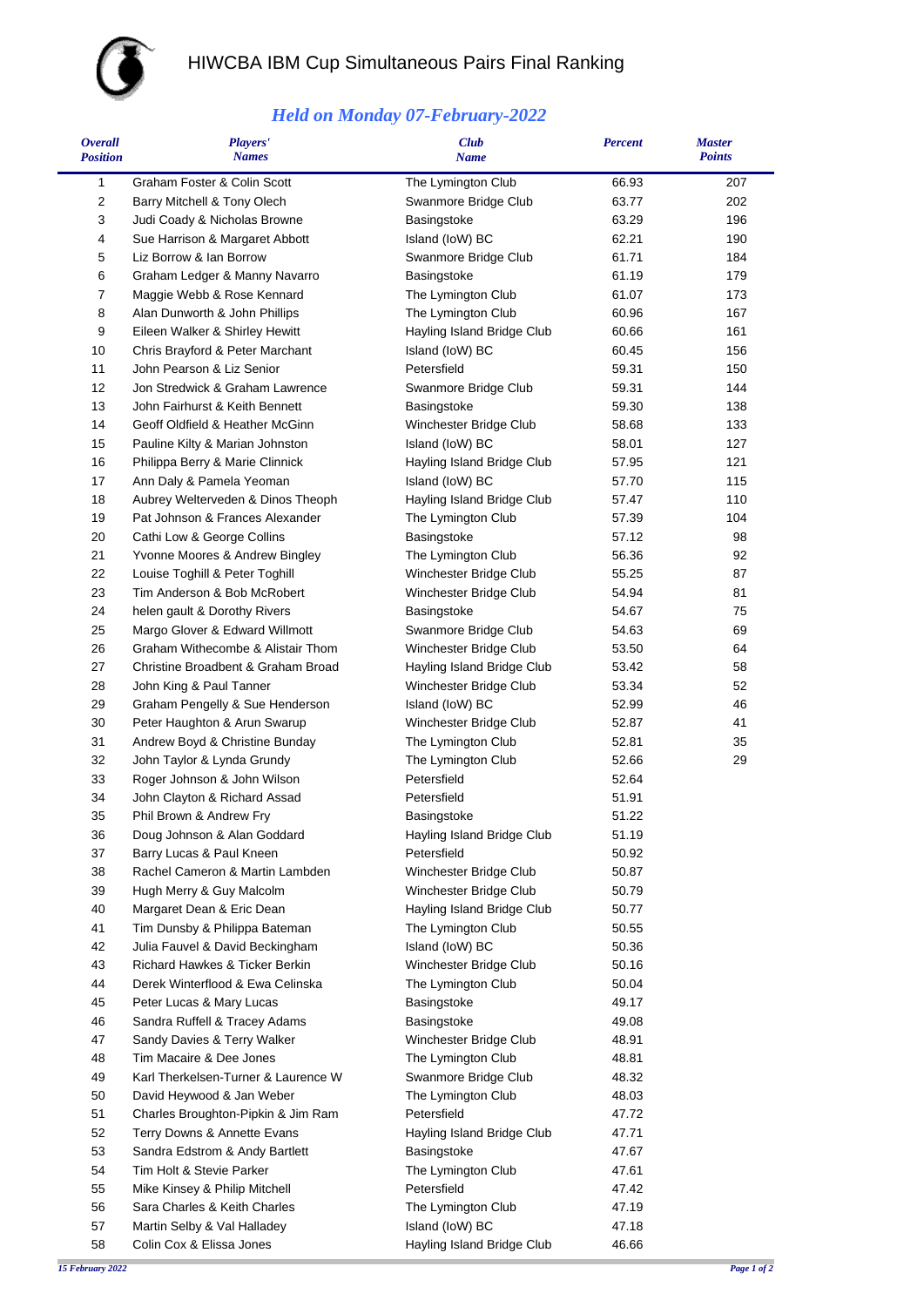# HIWCBA IBM Cup Simultaneous Pairs Final Ranking

## *Held on Monday 07-February-2022*

| *Overall Position* | *Players' Names* | *Club Name* | *Percent* | *Master Points* |
|---|---|---|---|---|
| 1 | Graham Foster & Colin Scott | The Lymington Club | 66.93 | 207 |
| 2 | Barry Mitchell & Tony Olech | Swanmore Bridge Club | 63.77 | 202 |
| 3 | Judi Coady & Nicholas Browne | Basingstoke | 63.29 | 196 |
| 4 | Sue Harrison & Margaret Abbott | Island (IoW) BC | 62.21 | 190 |
| 5 | Liz Borrow & Ian Borrow | Swanmore Bridge Club | 61.71 | 184 |
| 6 | Graham Ledger & Manny Navarro | Basingstoke | 61.19 | 179 |
| 7 | Maggie Webb & Rose Kennard | The Lymington Club | 61.07 | 173 |
| 8 | Alan Dunworth & John Phillips | The Lymington Club | 60.96 | 167 |
| 9 | Eileen Walker & Shirley Hewitt | Hayling Island Bridge Club | 60.66 | 161 |
| 10 | Chris Brayford & Peter Marchant | Island (IoW) BC | 60.45 | 156 |
| 11 | John Pearson & Liz Senior | Petersfield | 59.31 | 150 |
| 12 | Jon Stredwick & Graham Lawrence | Swanmore Bridge Club | 59.31 | 144 |
| 13 | John Fairhurst & Keith Bennett | Basingstoke | 59.30 | 138 |
| 14 | Geoff Oldfield & Heather McGinn | Winchester Bridge Club | 58.68 | 133 |
| 15 | Pauline Kilty & Marian Johnston | Island (IoW) BC | 58.01 | 127 |
| 16 | Philippa Berry & Marie Clinnick | Hayling Island Bridge Club | 57.95 | 121 |
| 17 | Ann Daly & Pamela Yeoman | Island (IoW) BC | 57.70 | 115 |
| 18 | Aubrey Welterveden & Dinos Theoph | Hayling Island Bridge Club | 57.47 | 110 |
| 19 | Pat Johnson & Frances Alexander | The Lymington Club | 57.39 | 104 |
| 20 | Cathi Low & George Collins | Basingstoke | 57.12 | 98 |
| 21 | Yvonne Moores & Andrew Bingley | The Lymington Club | 56.36 | 92 |
| 22 | Louise Toghill & Peter Toghill | Winchester Bridge Club | 55.25 | 87 |
| 23 | Tim Anderson & Bob McRobert | Winchester Bridge Club | 54.94 | 81 |
| 24 | helen gault & Dorothy Rivers | Basingstoke | 54.67 | 75 |
| 25 | Margo Glover & Edward Willmott | Swanmore Bridge Club | 54.63 | 69 |
| 26 | Graham Withecombe & Alistair Thom | Winchester Bridge Club | 53.50 | 64 |
| 27 | Christine Broadbent & Graham Broad | Hayling Island Bridge Club | 53.42 | 58 |
| 28 | John King & Paul Tanner | Winchester Bridge Club | 53.34 | 52 |
| 29 | Graham Pengelly & Sue Henderson | Island (IoW) BC | 52.99 | 46 |
| 30 | Peter Haughton & Arun Swarup | Winchester Bridge Club | 52.87 | 41 |
| 31 | Andrew Boyd & Christine Bunday | The Lymington Club | 52.81 | 35 |
| 32 | John Taylor & Lynda Grundy | The Lymington Club | 52.66 | 29 |
| 33 | Roger Johnson & John Wilson | Petersfield | 52.64 | |
| 34 | John Clayton & Richard Assad | Petersfield | 51.91 | |
| 35 | Phil Brown & Andrew Fry | Basingstoke | 51.22 | |
| 36 | Doug Johnson & Alan Goddard | Hayling Island Bridge Club | 51.19 | |
| 37 | Barry Lucas & Paul Kneen | Petersfield | 50.92 | |
| 38 | Rachel Cameron & Martin Lambden | Winchester Bridge Club | 50.87 | |
| 39 | Hugh Merry & Guy Malcolm | Winchester Bridge Club | 50.79 | |
| 40 | Margaret Dean & Eric Dean | Hayling Island Bridge Club | 50.77 | |
| 41 | Tim Dunsby & Philippa Bateman | The Lymington Club | 50.55 | |
| 42 | Julia Fauvel & David Beckingham | Island (IoW) BC | 50.36 | |
| 43 | Richard Hawkes & Ticker Berkin | Winchester Bridge Club | 50.16 | |
| 44 | Derek Winterflood & Ewa Celinska | The Lymington Club | 50.04 | |
| 45 | Peter Lucas & Mary Lucas | Basingstoke | 49.17 | |
| 46 | Sandra Ruffell & Tracey Adams | Basingstoke | 49.08 | |
| 47 | Sandy Davies & Terry Walker | Winchester Bridge Club | 48.91 | |
| 48 | Tim Macaire & Dee Jones | The Lymington Club | 48.81 | |
| 49 | Karl Therkelsen-Turner & Laurence W | Swanmore Bridge Club | 48.32 | |
| 50 | David Heywood & Jan Weber | The Lymington Club | 48.03 | |
| 51 | Charles Broughton-Pipkin & Jim Ram | Petersfield | 47.72 | |
| 52 | Terry Downs & Annette Evans | Hayling Island Bridge Club | 47.71 | |
| 53 | Sandra Edstrom & Andy Bartlett | Basingstoke | 47.67 | |
| 54 | Tim Holt & Stevie Parker | The Lymington Club | 47.61 | |
| 55 | Mike Kinsey & Philip Mitchell | Petersfield | 47.42 | |
| 56 | Sara Charles & Keith Charles | The Lymington Club | 47.19 | |
| 57 | Martin Selby & Val Halladey | Island (IoW) BC | 47.18 | |
| 58 | Colin Cox & Elissa Jones | Hayling Island Bridge Club | 46.66 | |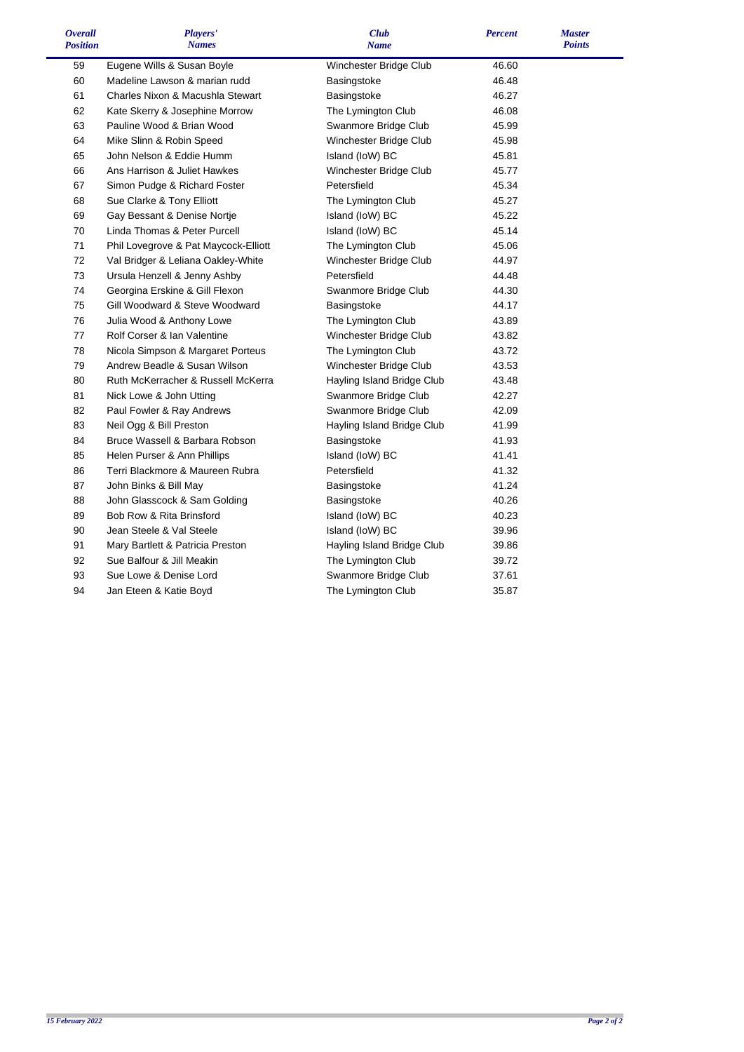| Overall Position | Players' Names | Club Name | Percent | Master Points |
|---|---|---|---|---|
| 59 | Eugene Wills & Susan Boyle | Winchester Bridge Club | 46.60 | |
| 60 | Madeline Lawson & marian rudd | Basingstoke | 46.48 | |
| 61 | Charles Nixon & Macushla Stewart | Basingstoke | 46.27 | |
| 62 | Kate Skerry & Josephine Morrow | The Lymington Club | 46.08 | |
| 63 | Pauline Wood & Brian Wood | Swanmore Bridge Club | 45.99 | |
| 64 | Mike Slinn & Robin Speed | Winchester Bridge Club | 45.98 | |
| 65 | John Nelson & Eddie Humm | Island (IoW) BC | 45.81 | |
| 66 | Ans Harrison & Juliet Hawkes | Winchester Bridge Club | 45.77 | |
| 67 | Simon Pudge & Richard Foster | Petersfield | 45.34 | |
| 68 | Sue Clarke & Tony Elliott | The Lymington Club | 45.27 | |
| 69 | Gay Bessant & Denise Nortje | Island (IoW) BC | 45.22 | |
| 70 | Linda Thomas & Peter Purcell | Island (IoW) BC | 45.14 | |
| 71 | Phil Lovegrove & Pat Maycock-Elliott | The Lymington Club | 45.06 | |
| 72 | Val Bridger & Leliana Oakley-White | Winchester Bridge Club | 44.97 | |
| 73 | Ursula Henzell & Jenny Ashby | Petersfield | 44.48 | |
| 74 | Georgina Erskine & Gill Flexon | Swanmore Bridge Club | 44.30 | |
| 75 | Gill Woodward & Steve Woodward | Basingstoke | 44.17 | |
| 76 | Julia Wood & Anthony Lowe | The Lymington Club | 43.89 | |
| 77 | Rolf Corser & Ian Valentine | Winchester Bridge Club | 43.82 | |
| 78 | Nicola Simpson & Margaret Porteus | The Lymington Club | 43.72 | |
| 79 | Andrew Beadle & Susan Wilson | Winchester Bridge Club | 43.53 | |
| 80 | Ruth McKerracher & Russell McKerra | Hayling Island Bridge Club | 43.48 | |
| 81 | Nick Lowe & John Utting | Swanmore Bridge Club | 42.27 | |
| 82 | Paul Fowler & Ray Andrews | Swanmore Bridge Club | 42.09 | |
| 83 | Neil Ogg & Bill Preston | Hayling Island Bridge Club | 41.99 | |
| 84 | Bruce Wassell & Barbara Robson | Basingstoke | 41.93 | |
| 85 | Helen Purser & Ann Phillips | Island (IoW) BC | 41.41 | |
| 86 | Terri Blackmore & Maureen Rubra | Petersfield | 41.32 | |
| 87 | John Binks & Bill May | Basingstoke | 41.24 | |
| 88 | John Glasscock & Sam Golding | Basingstoke | 40.26 | |
| 89 | Bob Row & Rita Brinsford | Island (IoW) BC | 40.23 | |
| 90 | Jean Steele & Val Steele | Island (IoW) BC | 39.96 | |
| 91 | Mary Bartlett & Patricia Preston | Hayling Island Bridge Club | 39.86 | |
| 92 | Sue Balfour & Jill Meakin | The Lymington Club | 39.72 | |
| 93 | Sue Lowe & Denise Lord | Swanmore Bridge Club | 37.61 | |
| 94 | Jan Eteen & Katie Boyd | The Lymington Club | 35.87 | |

*15 February 2022*